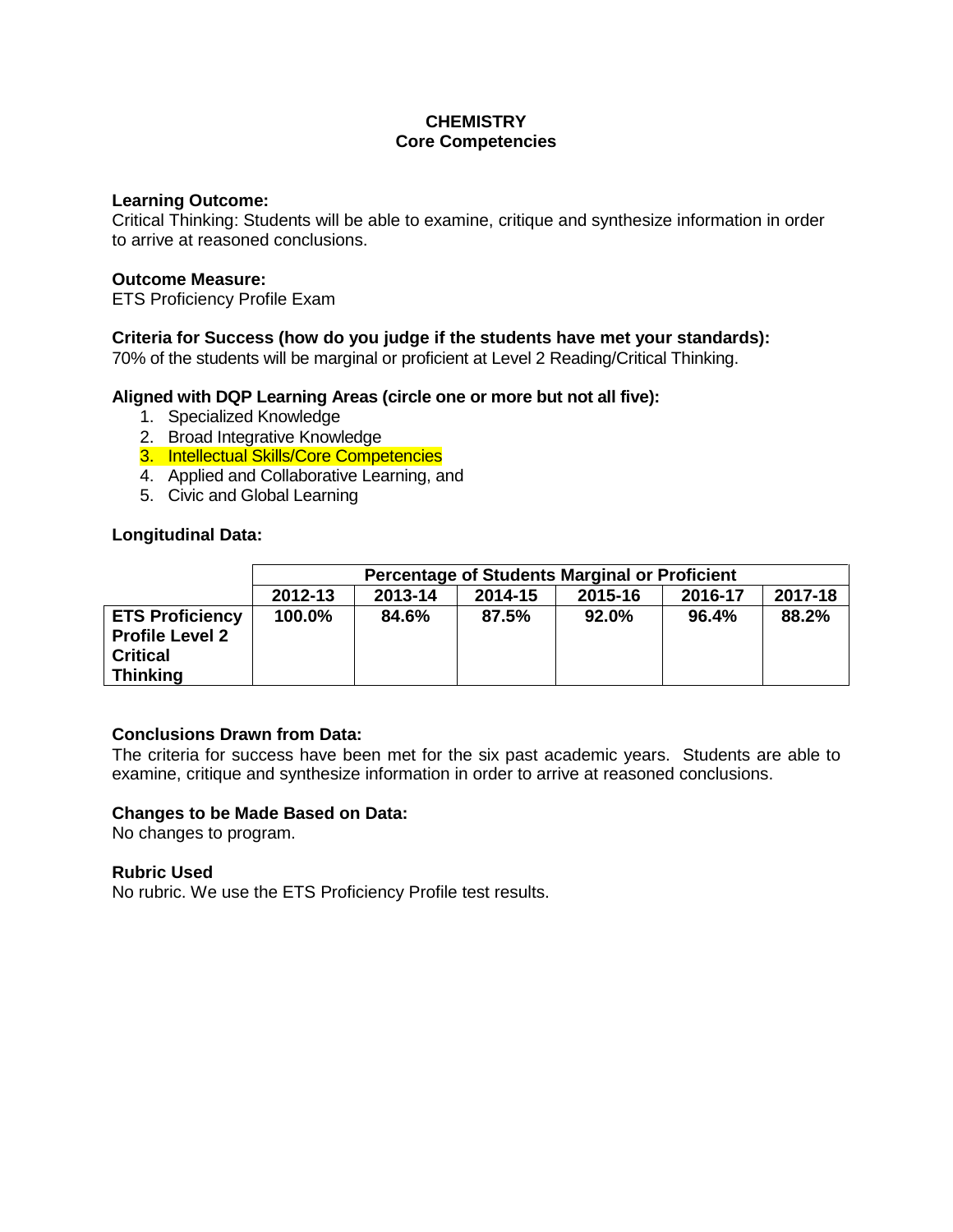# CHEMISTRY
## Core Competencies

**Learning Outcome:**
Critical Thinking: Students will be able to examine, critique and synthesize information in order to arrive at reasoned conclusions.

**Outcome Measure:**
ETS Proficiency Profile Exam

**Criteria for Success (how do you judge if the students have met your standards):**
70% of the students will be marginal or proficient at Level 2 Reading/Critical Thinking.

**Aligned with DQP Learning Areas (circle one or more but not all five):**

1. Specialized Knowledge
2. Broad Integrative Knowledge
3. Intellectual Skills/Core Competencies
4. Applied and Collaborative Learning, and
5. Civic and Global Learning

**Longitudinal Data:**

| | Percentage of Students Marginal or Proficient | | | | | |
|---|---|---|---|---|---|---|
| | 2012-13 | 2013-14 | 2014-15 | 2015-16 | 2016-17 | 2017-18 |
| **ETS Proficiency Profile Level 2 Critical Thinking** | **100.0%** | **84.6%** | **87.5%** | **92.0%** | **96.4%** | **88.2%** |

**Conclusions Drawn from Data:**
The criteria for success have been met for the six past academic years. Students are able to examine, critique and synthesize information in order to arrive at reasoned conclusions.

**Changes to be Made Based on Data:**
No changes to program.

**Rubric Used**
No rubric. We use the ETS Proficiency Profile test results.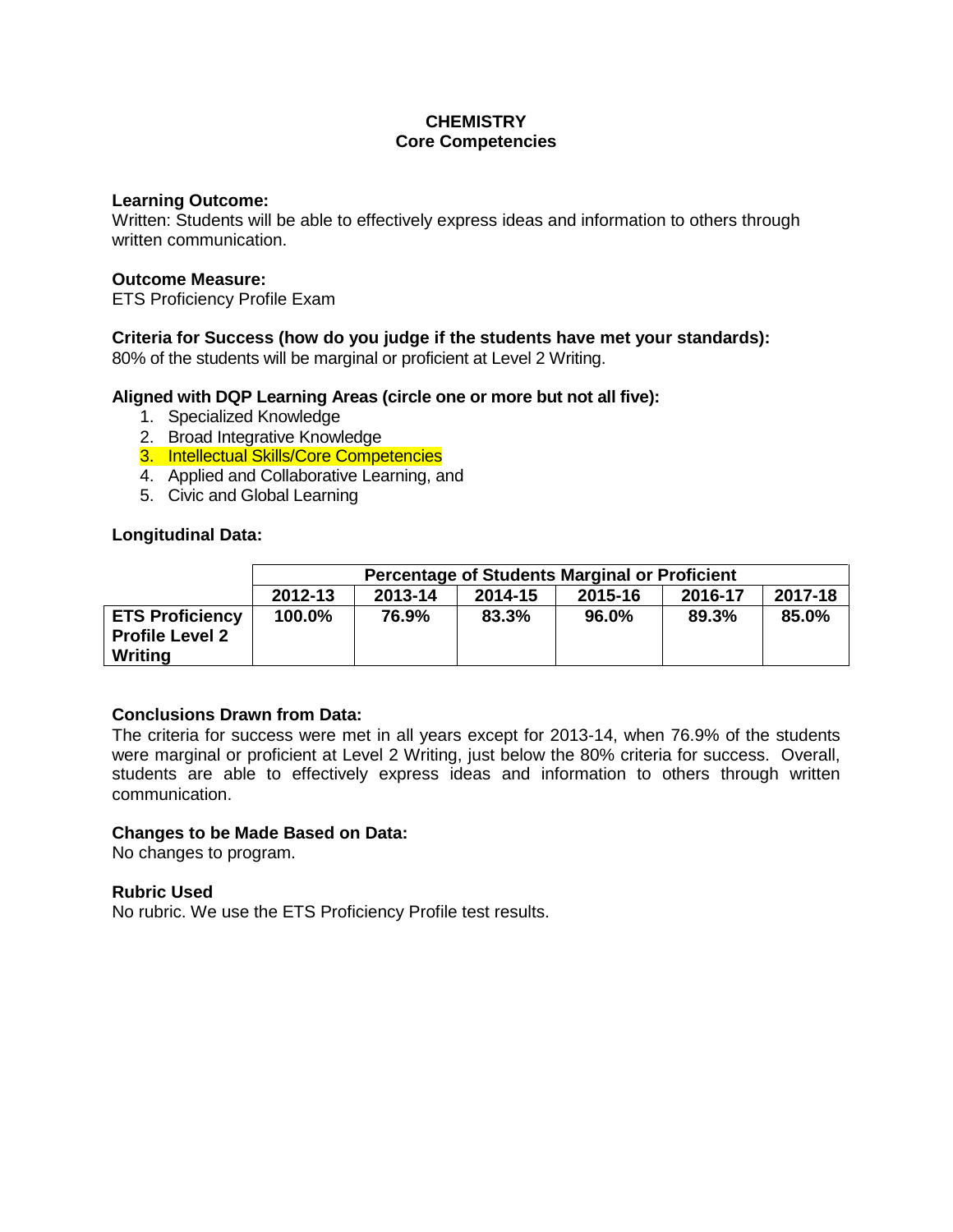# CHEMISTRY
## Core Competencies

**Learning Outcome:**
Written: Students will be able to effectively express ideas and information to others through written communication.

**Outcome Measure:**
ETS Proficiency Profile Exam

**Criteria for Success (how do you judge if the students have met your standards):**
80% of the students will be marginal or proficient at Level 2 Writing.

**Aligned with DQP Learning Areas (circle one or more but not all five):**

1. Specialized Knowledge
2. Broad Integrative Knowledge
3. Intellectual Skills/Core Competencies
4. Applied and Collaborative Learning, and
5. Civic and Global Learning

**Longitudinal Data:**

| | Percentage of Students Marginal or Proficient | | | | | |
|---|---|---|---|---|---|---|
| | **2012-13** | **2013-14** | **2014-15** | **2015-16** | **2016-17** | **2017-18** |
| **ETS Proficiency Profile Level 2 Writing** | **100.0%** | **76.9%** | **83.3%** | **96.0%** | **89.3%** | **85.0%** |

**Conclusions Drawn from Data:**
The criteria for success were met in all years except for 2013-14, when 76.9% of the students were marginal or proficient at Level 2 Writing, just below the 80% criteria for success. Overall, students are able to effectively express ideas and information to others through written communication.

**Changes to be Made Based on Data:**
No changes to program.

**Rubric Used**
No rubric. We use the ETS Proficiency Profile test results.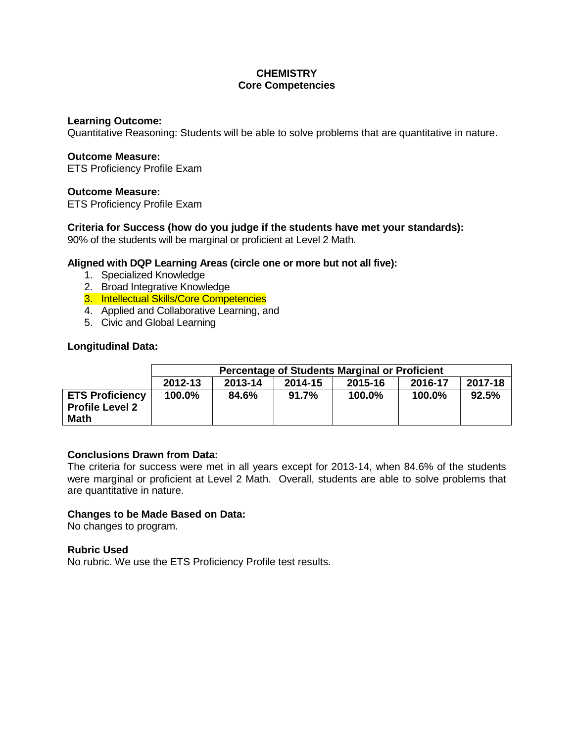# CHEMISTRY
## Core Competencies

**Learning Outcome:**
Quantitative Reasoning: Students will be able to solve problems that are quantitative in nature.

**Outcome Measure:**
ETS Proficiency Profile Exam

**Outcome Measure:**
ETS Proficiency Profile Exam

**Criteria for Success (how do you judge if the students have met your standards):**
90% of the students will be marginal or proficient at Level 2 Math.

**Aligned with DQP Learning Areas (circle one or more but not all five):**

1. Specialized Knowledge
2. Broad Integrative Knowledge
3. Intellectual Skills/Core Competencies
4. Applied and Collaborative Learning, and
5. Civic and Global Learning

**Longitudinal Data:**

| | Percentage of Students Marginal or Proficient | | | | | |
|---|---|---|---|---|---|---|
| | 2012-13 | 2013-14 | 2014-15 | 2015-16 | 2016-17 | 2017-18 |
| **ETS Proficiency Profile Level 2 Math** | **100.0%** | **84.6%** | **91.7%** | **100.0%** | **100.0%** | **92.5%** |

**Conclusions Drawn from Data:**
The criteria for success were met in all years except for 2013-14, when 84.6% of the students were marginal or proficient at Level 2 Math. Overall, students are able to solve problems that are quantitative in nature.

**Changes to be Made Based on Data:**
No changes to program.

**Rubric Used**
No rubric. We use the ETS Proficiency Profile test results.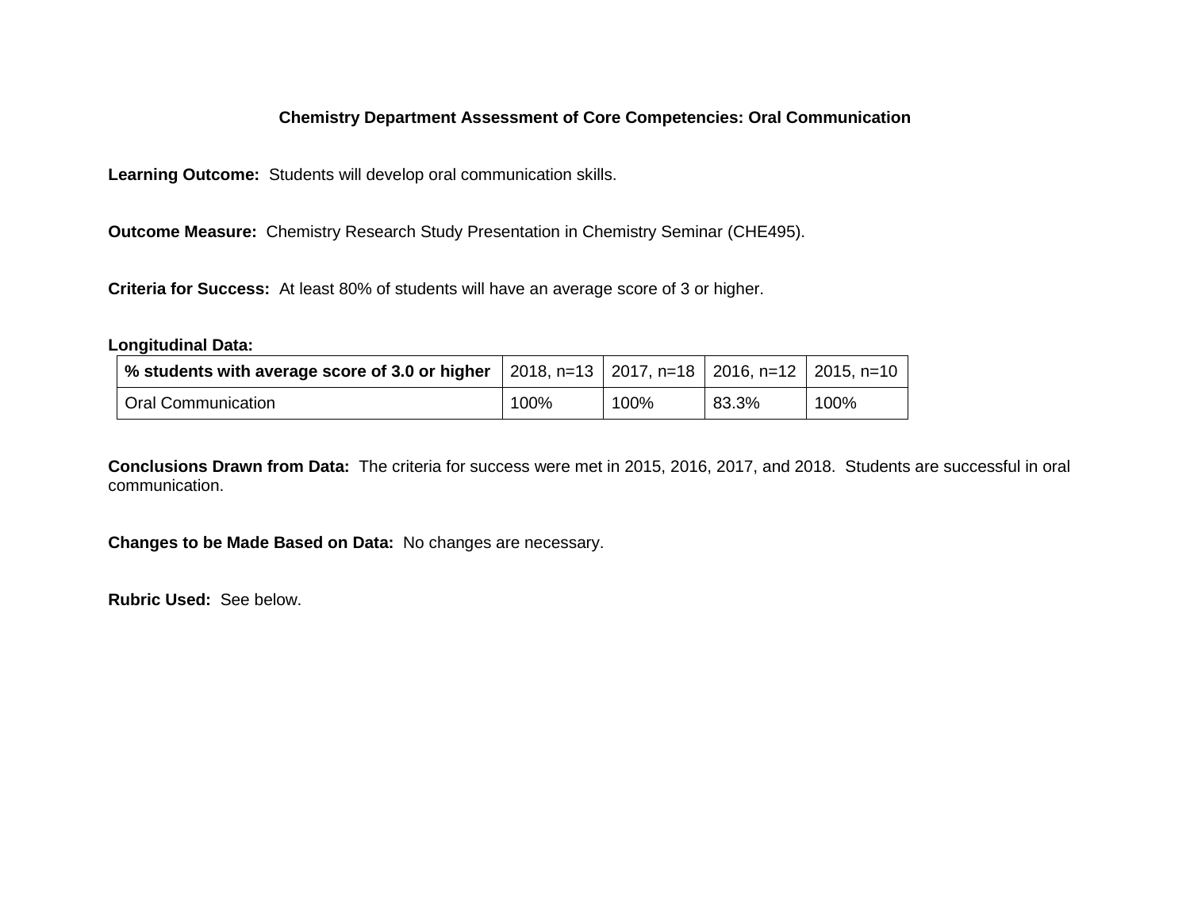**Chemistry Department Assessment of Core Competencies: Oral Communication**

**Learning Outcome:** Students will develop oral communication skills.

**Outcome Measure:** Chemistry Research Study Presentation in Chemistry Seminar (CHE495).

**Criteria for Success:** At least 80% of students will have an average score of 3 or higher.

**Longitudinal Data:**

| **% students with average score of 3.0 or higher** | 2018, n=13 | 2017, n=18 | 2016, n=12 | 2015, n=10 |
|---|---|---|---|---|
| Oral Communication | 100% | 100% | 83.3% | 100% |

**Conclusions Drawn from Data:** The criteria for success were met in 2015, 2016, 2017, and 2018. Students are successful in oral communication.

**Changes to be Made Based on Data:** No changes are necessary.

**Rubric Used:** See below.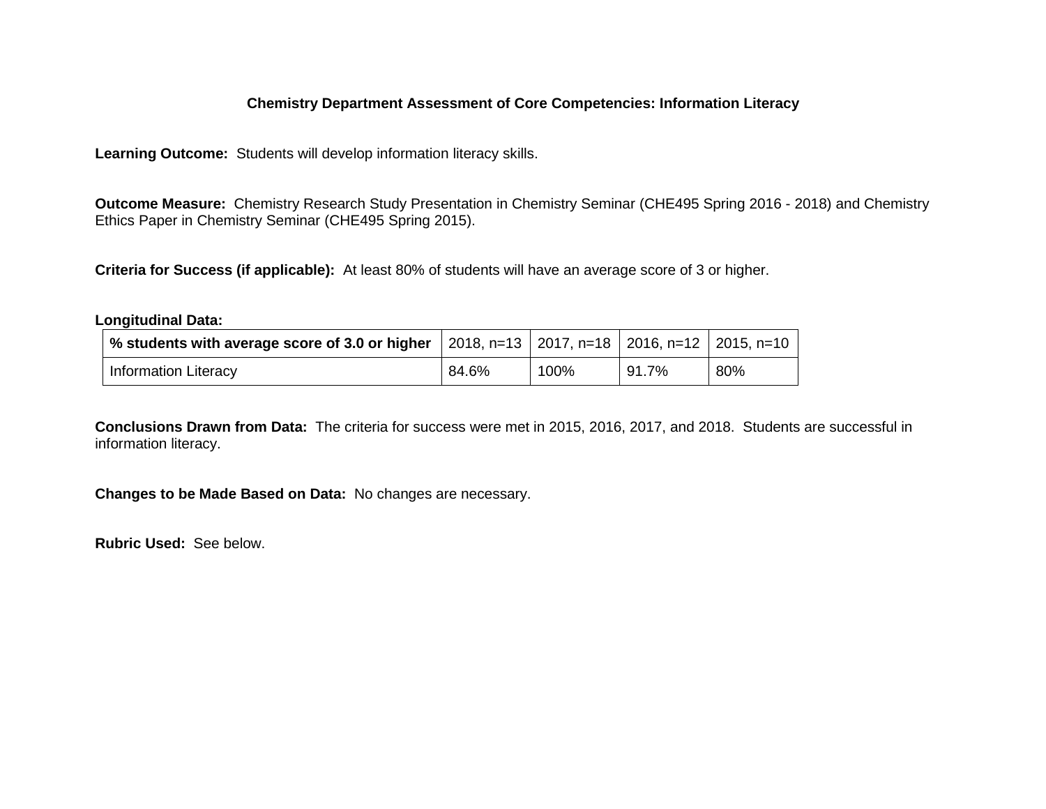# Chemistry Department Assessment of Core Competencies: Information Literacy

**Learning Outcome:** Students will develop information literacy skills.

**Outcome Measure:** Chemistry Research Study Presentation in Chemistry Seminar (CHE495 Spring 2016 - 2018) and Chemistry Ethics Paper in Chemistry Seminar (CHE495 Spring 2015).

**Criteria for Success (if applicable):** At least 80% of students will have an average score of 3 or higher.

**Longitudinal Data:**

| **% students with average score of 3.0 or higher** | 2018, n=13 | 2017, n=18 | 2016, n=12 | 2015, n=10 |
|---|---|---|---|---|
| Information Literacy | 84.6% | 100% | 91.7% | 80% |

**Conclusions Drawn from Data:** The criteria for success were met in 2015, 2016, 2017, and 2018. Students are successful in information literacy.

**Changes to be Made Based on Data:** No changes are necessary.

**Rubric Used:** See below.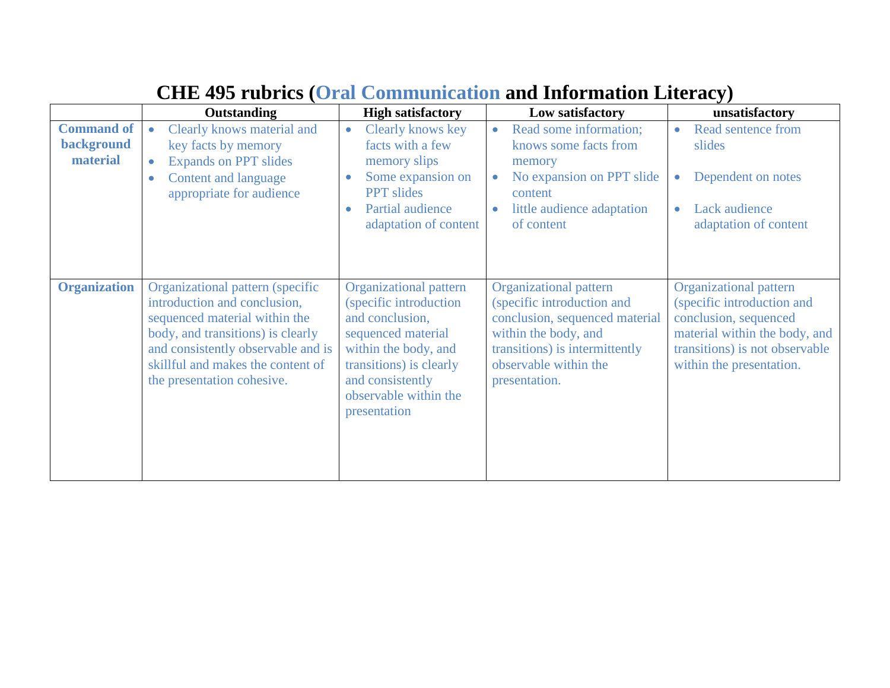# CHE 495 rubrics (Oral Communication and Information Literacy)

| | Outstanding | High satisfactory | Low satisfactory | unsatisfactory |
|---|---|---|---|---|
| **Command of background material** | • Clearly knows material and key facts by memory<br>• Expands on PPT slides<br>• Content and language appropriate for audience | • Clearly knows key facts with a few memory slips<br>• Some expansion on PPT slides<br>• Partial audience adaptation of content | • Read some information; knows some facts from memory<br>• No expansion on PPT slide content<br>• little audience adaptation of content | • Read sentence from slides<br>• Dependent on notes<br>• Lack audience adaptation of content |
| **Organization** | Organizational pattern (specific introduction and conclusion, sequenced material within the body, and transitions) is clearly and consistently observable and is skillful and makes the content of the presentation cohesive. | Organizational pattern (specific introduction and conclusion, sequenced material within the body, and transitions) is clearly and consistently observable within the presentation | Organizational pattern (specific introduction and conclusion, sequenced material within the body, and transitions) is intermittently observable within the presentation. | Organizational pattern (specific introduction and conclusion, sequenced material within the body, and transitions) is not observable within the presentation. |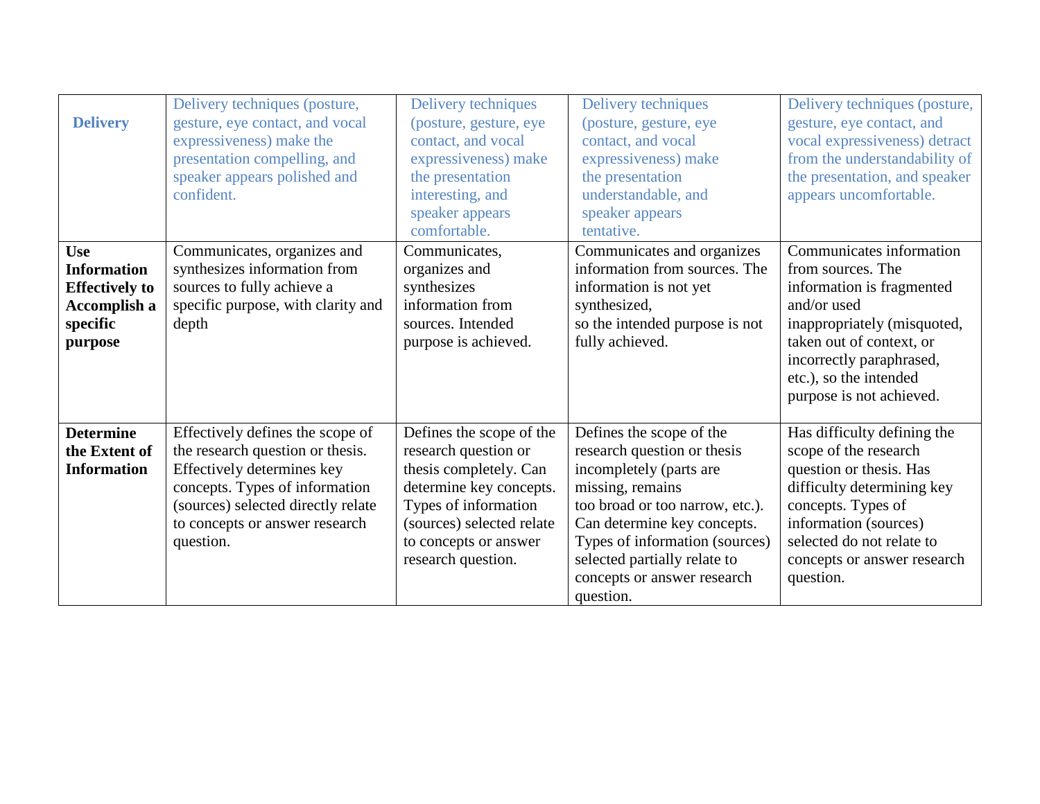| | | | | |
|---|---|---|---|---|
| **Delivery** | Delivery techniques (posture, gesture, eye contact, and vocal expressiveness) make the presentation compelling, and speaker appears polished and confident. | Delivery techniques (posture, gesture, eye contact, and vocal expressiveness) make the presentation interesting, and speaker appears comfortable. | Delivery techniques (posture, gesture, eye contact, and vocal expressiveness) make the presentation understandable, and speaker appears tentative. | Delivery techniques (posture, gesture, eye contact, and vocal expressiveness) detract from the understandability of the presentation, and speaker appears uncomfortable. |
| **Use Information Effectively to Accomplish a specific purpose** | Communicates, organizes and synthesizes information from sources to fully achieve a specific purpose, with clarity and depth | Communicates, organizes and synthesizes information from sources. Intended purpose is achieved. | Communicates and organizes information from sources. The information is not yet synthesized, so the intended purpose is not fully achieved. | Communicates information from sources. The information is fragmented and/or used inappropriately (misquoted, taken out of context, or incorrectly paraphrased, etc.), so the intended purpose is not achieved. |
| **Determine the Extent of Information** | Effectively defines the scope of the research question or thesis. Effectively determines key concepts. Types of information (sources) selected directly relate to concepts or answer research question. | Defines the scope of the research question or thesis completely. Can determine key concepts. Types of information (sources) selected relate to concepts or answer research question. | Defines the scope of the research question or thesis incompletely (parts are missing, remains too broad or too narrow, etc.). Can determine key concepts. Types of information (sources) selected partially relate to concepts or answer research question. | Has difficulty defining the scope of the research question or thesis. Has difficulty determining key concepts. Types of information (sources) selected do not relate to concepts or answer research question. |